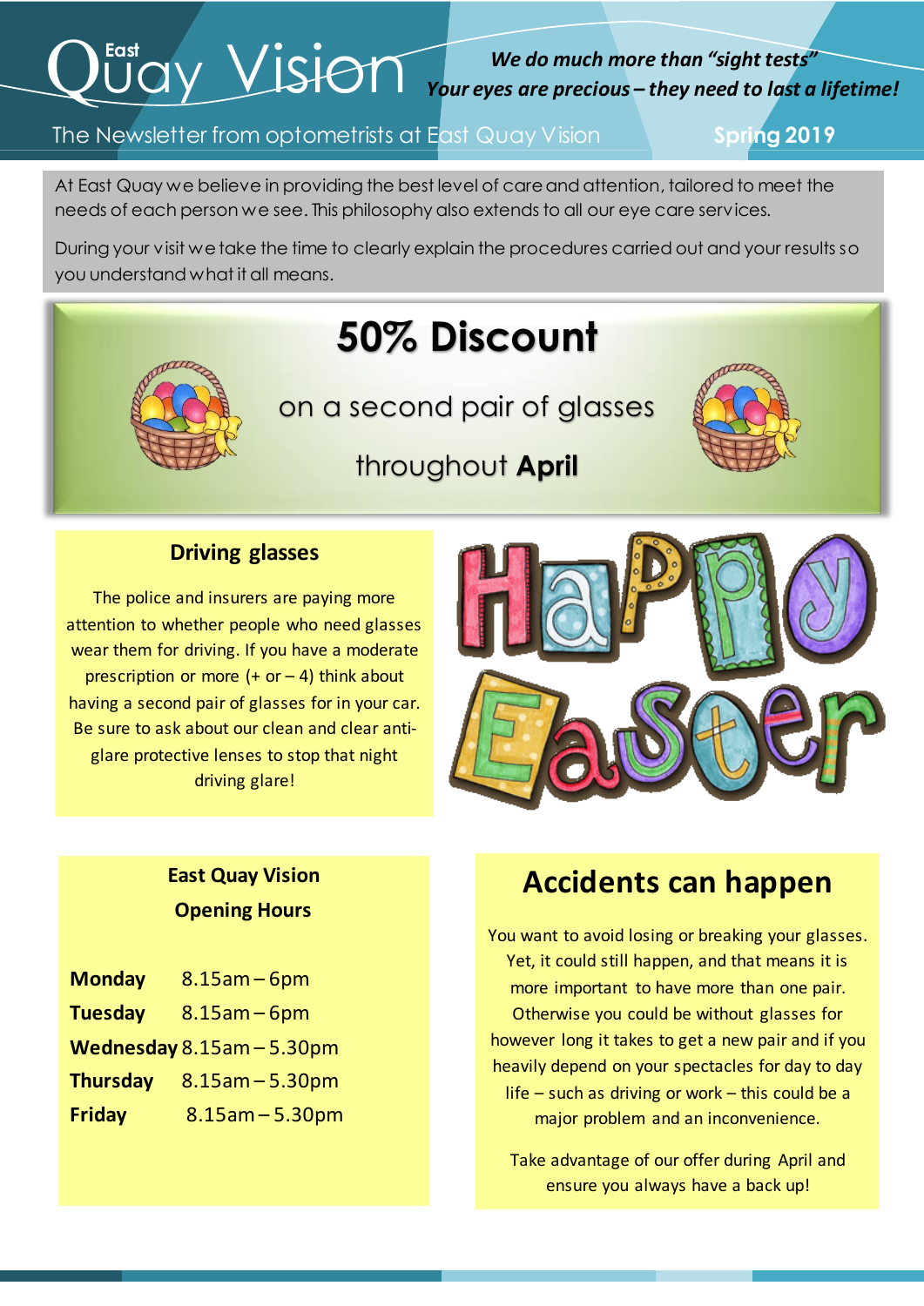# East Quay Vision

***We do much more than "sight tests"***
***Your eyes are precious – they need to last a lifetime!***

The Newsletter from optometrists at East Quay Vision **Spring 2019**

At East Quay we believe in providing the best level of care and attention, tailored to meet the needs of each person we see. This philosophy also extends to all our eye care services.

During your visit we take the time to clearly explain the procedures carried out and your results so you understand what it all means.

## 50% Discount

on a second pair of glasses

throughout **April**

### Driving glasses

The police and insurers are paying more attention to whether people who need glasses wear them for driving. If you have a moderate prescription or more (+ or – 4) think about having a second pair of glasses for in your car. Be sure to ask about our clean and clear anti-glare protective lenses to stop that night driving glare!

Happy Easter

### East Quay Vision Opening Hours

| | |
|---|---|
| **Monday** | 8.15am – 6pm |
| **Tuesday** | 8.15am – 6pm |
| **Wednesday** | 8.15am – 5.30pm |
| **Thursday** | 8.15am – 5.30pm |
| **Friday** | 8.15am – 5.30pm |

## Accidents can happen

You want to avoid losing or breaking your glasses. Yet, it could still happen, and that means it is more important to have more than one pair. Otherwise you could be without glasses for however long it takes to get a new pair and if you heavily depend on your spectacles for day to day life – such as driving or work – this could be a major problem and an inconvenience.

Take advantage of our offer during April and ensure you always have a back up!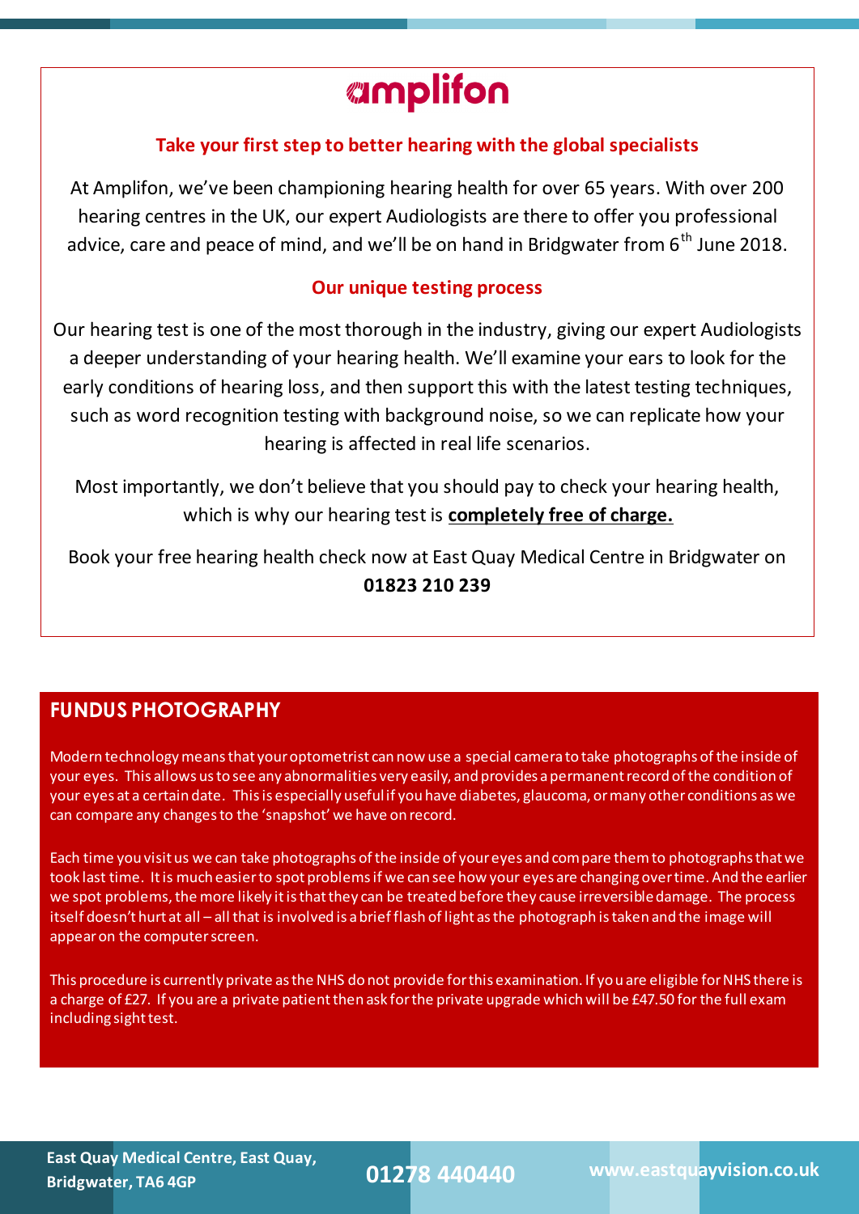# amplifon

### Take your first step to better hearing with the global specialists

At Amplifon, we've been championing hearing health for over 65 years. With over 200 hearing centres in the UK, our expert Audiologists are there to offer you professional advice, care and peace of mind, and we'll be on hand in Bridgwater from 6th June 2018.

### Our unique testing process

Our hearing test is one of the most thorough in the industry, giving our expert Audiologists a deeper understanding of your hearing health. We'll examine your ears to look for the early conditions of hearing loss, and then support this with the latest testing techniques, such as word recognition testing with background noise, so we can replicate how your hearing is affected in real life scenarios.

Most importantly, we don't believe that you should pay to check your hearing health, which is why our hearing test is **completely free of charge.**

Book your free hearing health check now at East Quay Medical Centre in Bridgwater on **01823 210 239**

## FUNDUS PHOTOGRAPHY

Modern technology means that your optometrist can now use a special camera to take photographs of the inside of your eyes. This allows us to see any abnormalities very easily, and provides a permanent record of the condition of your eyes at a certain date. This is especially useful if you have diabetes, glaucoma, or many other conditions as we can compare any changes to the 'snapshot' we have on record.

Each time you visit us we can take photographs of the inside of your eyes and compare them to photographs that we took last time. It is much easier to spot problems if we can see how your eyes are changing over time. And the earlier we spot problems, the more likely it is that they can be treated before they cause irreversible damage. The process itself doesn't hurt at all – all that is involved is a brief flash of light as the photograph is taken and the image will appear on the computer screen.

This procedure is currently private as the NHS do not provide for this examination. If you are eligible for NHS there is a charge of £27. If you are a private patient then ask for the private upgrade which will be £47.50 for the full exam including sight test.

**East Quay Medical Centre, East Quay, Bridgwater, TA6 4GP**

**01278 440440**

**www.eastquayvision.co.uk**